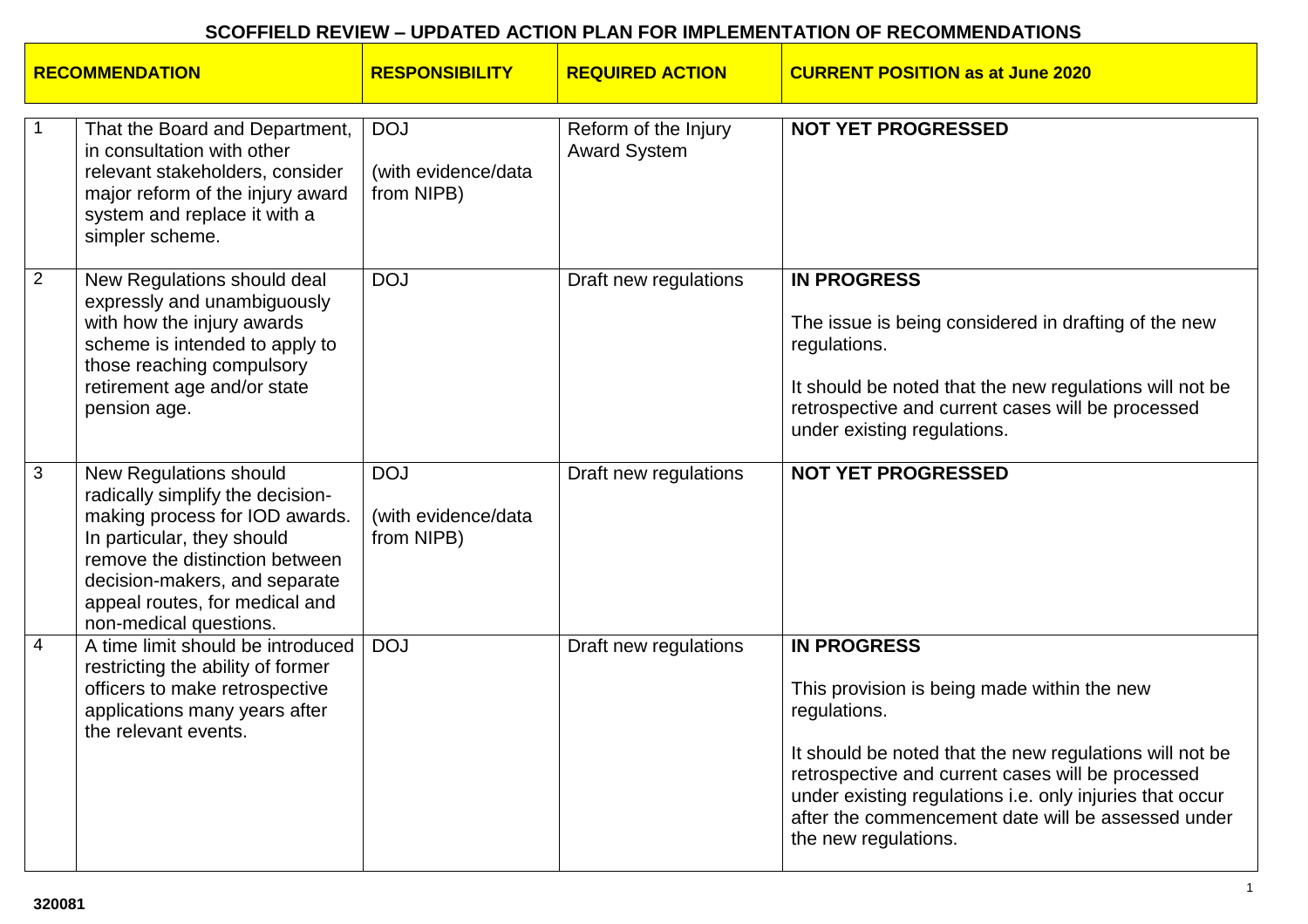# SCOFFIELD REVIEW – UPDATED ACTION PLAN FOR IMPLEMENTATION OF RECOMMENDATIONS

| | RECOMMENDATION | RESPONSIBILITY | REQUIRED ACTION | CURRENT POSITION as at June 2020 |
|---|---|---|---|---|
| 1 | That the Board and Department, in consultation with other relevant stakeholders, consider major reform of the injury award system and replace it with a simpler scheme. | DOJ<br><br>(with evidence/data from NIPB) | Reform of the Injury Award System | **NOT YET PROGRESSED** |
| 2 | New Regulations should deal expressly and unambiguously with how the injury awards scheme is intended to apply to those reaching compulsory retirement age and/or state pension age. | DOJ | Draft new regulations | **IN PROGRESS**<br><br>The issue is being considered in drafting of the new regulations.<br><br>It should be noted that the new regulations will not be retrospective and current cases will be processed under existing regulations. |
| 3 | New Regulations should radically simplify the decision-making process for IOD awards. In particular, they should remove the distinction between decision-makers, and separate appeal routes, for medical and non-medical questions. | DOJ<br><br>(with evidence/data from NIPB) | Draft new regulations | **NOT YET PROGRESSED** |
| 4 | A time limit should be introduced restricting the ability of former officers to make retrospective applications many years after the relevant events. | DOJ | Draft new regulations | **IN PROGRESS**<br><br>This provision is being made within the new regulations.<br><br>It should be noted that the new regulations will not be retrospective and current cases will be processed under existing regulations i.e. only injuries that occur after the commencement date will be assessed under the new regulations. |

320081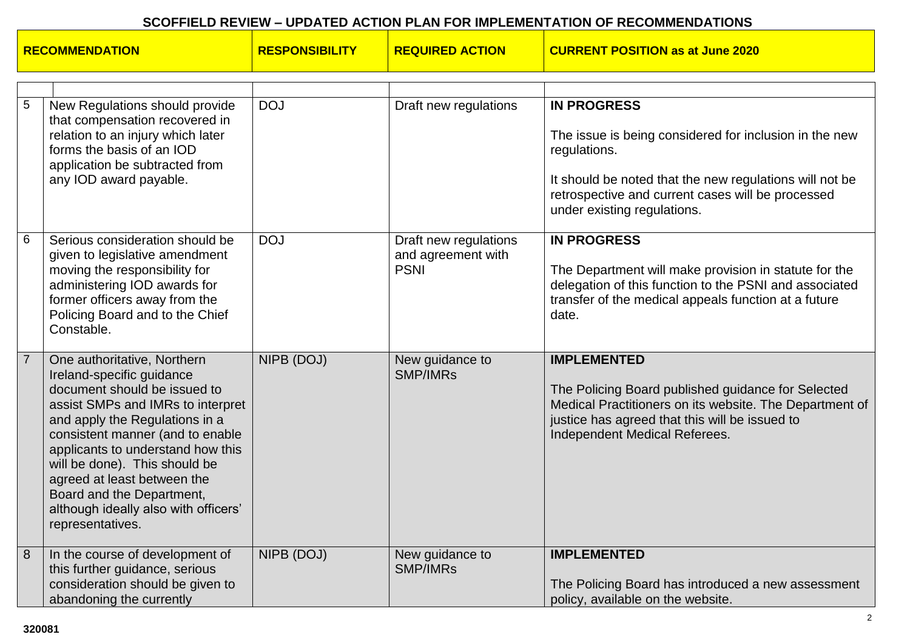## SCOFFIELD REVIEW – UPDATED ACTION PLAN FOR IMPLEMENTATION OF RECOMMENDATIONS

| | RECOMMENDATION | RESPONSIBILITY | REQUIRED ACTION | CURRENT POSITION as at June 2020 |
|---|---|---|---|---|
| | | | | |
| 5 | New Regulations should provide that compensation recovered in relation to an injury which later forms the basis of an IOD application be subtracted from any IOD award payable. | DOJ | Draft new regulations | **IN PROGRESS**<br><br>The issue is being considered for inclusion in the new regulations.<br><br>It should be noted that the new regulations will not be retrospective and current cases will be processed under existing regulations. |
| 6 | Serious consideration should be given to legislative amendment moving the responsibility for administering IOD awards for former officers away from the Policing Board and to the Chief Constable. | DOJ | Draft new regulations and agreement with PSNI | **IN PROGRESS**<br><br>The Department will make provision in statute for the delegation of this function to the PSNI and associated transfer of the medical appeals function at a future date. |
| 7 | One authoritative, Northern Ireland-specific guidance document should be issued to assist SMPs and IMRs to interpret and apply the Regulations in a consistent manner (and to enable applicants to understand how this will be done). This should be agreed at least between the Board and the Department, although ideally also with officers' representatives. | NIPB (DOJ) | New guidance to SMP/IMRs | **IMPLEMENTED**<br><br>The Policing Board published guidance for Selected Medical Practitioners on its website. The Department of justice has agreed that this will be issued to Independent Medical Referees. |
| 8 | In the course of development of this further guidance, serious consideration should be given to abandoning the currently | NIPB (DOJ) | New guidance to SMP/IMRs | **IMPLEMENTED**<br><br>The Policing Board has introduced a new assessment policy, available on the website. |

320081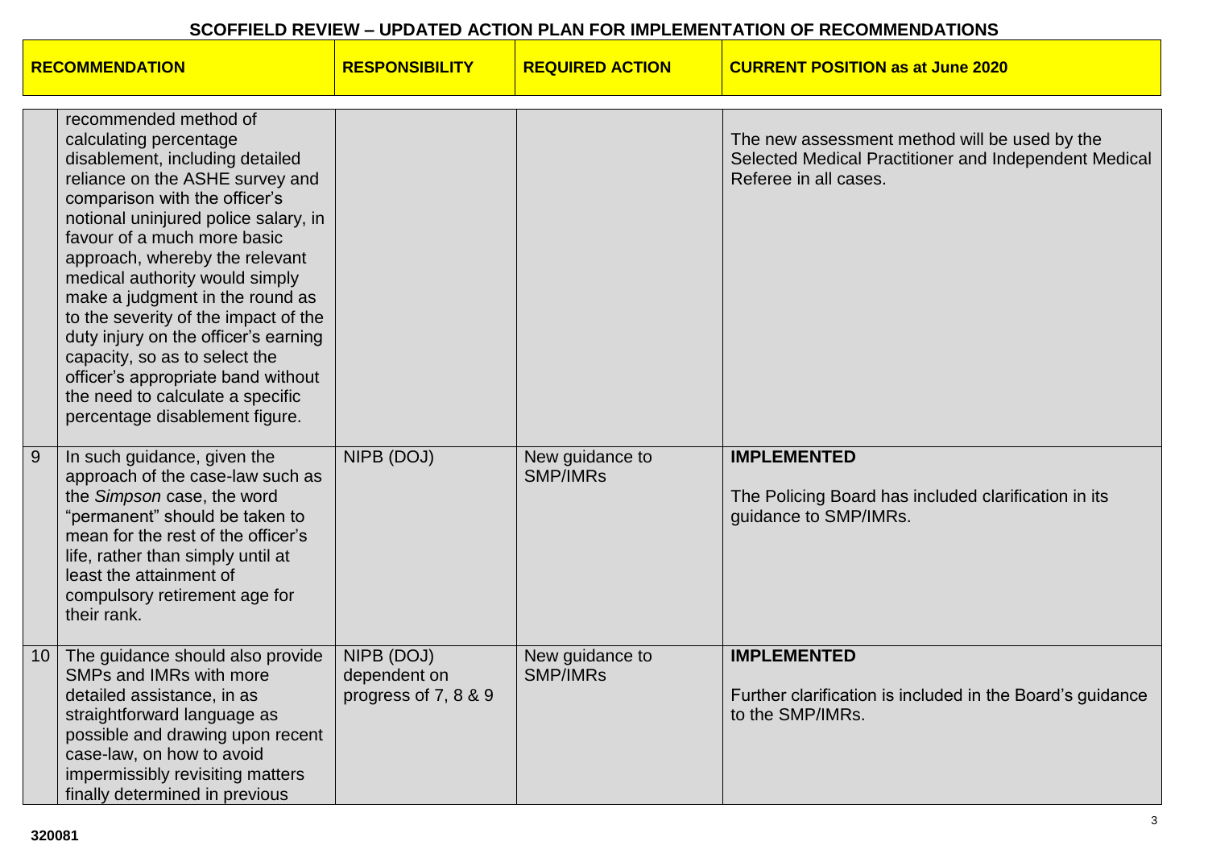# SCOFFIELD REVIEW – UPDATED ACTION PLAN FOR IMPLEMENTATION OF RECOMMENDATIONS

| | RECOMMENDATION | RESPONSIBILITY | REQUIRED ACTION | CURRENT POSITION as at June 2020 |
|---|---|---|---|---|
| | recommended method of calculating percentage disablement, including detailed reliance on the ASHE survey and comparison with the officer's notional uninjured police salary, in favour of a much more basic approach, whereby the relevant medical authority would simply make a judgment in the round as to the severity of the impact of the duty injury on the officer's earning capacity, so as to select the officer's appropriate band without the need to calculate a specific percentage disablement figure. | | | The new assessment method will be used by the Selected Medical Practitioner and Independent Medical Referee in all cases. |
| 9 | In such guidance, given the approach of the case-law such as the *Simpson* case, the word "permanent" should be taken to mean for the rest of the officer's life, rather than simply until at least the attainment of compulsory retirement age for their rank. | NIPB (DOJ) | New guidance to SMP/IMRs | **IMPLEMENTED**<br><br>The Policing Board has included clarification in its guidance to SMP/IMRs. |
| 10 | The guidance should also provide SMPs and IMRs with more detailed assistance, in as straightforward language as possible and drawing upon recent case-law, on how to avoid impermissibly revisiting matters finally determined in previous | NIPB (DOJ) dependent on progress of 7, 8 & 9 | New guidance to SMP/IMRs | **IMPLEMENTED**<br><br>Further clarification is included in the Board's guidance to the SMP/IMRs. |

320081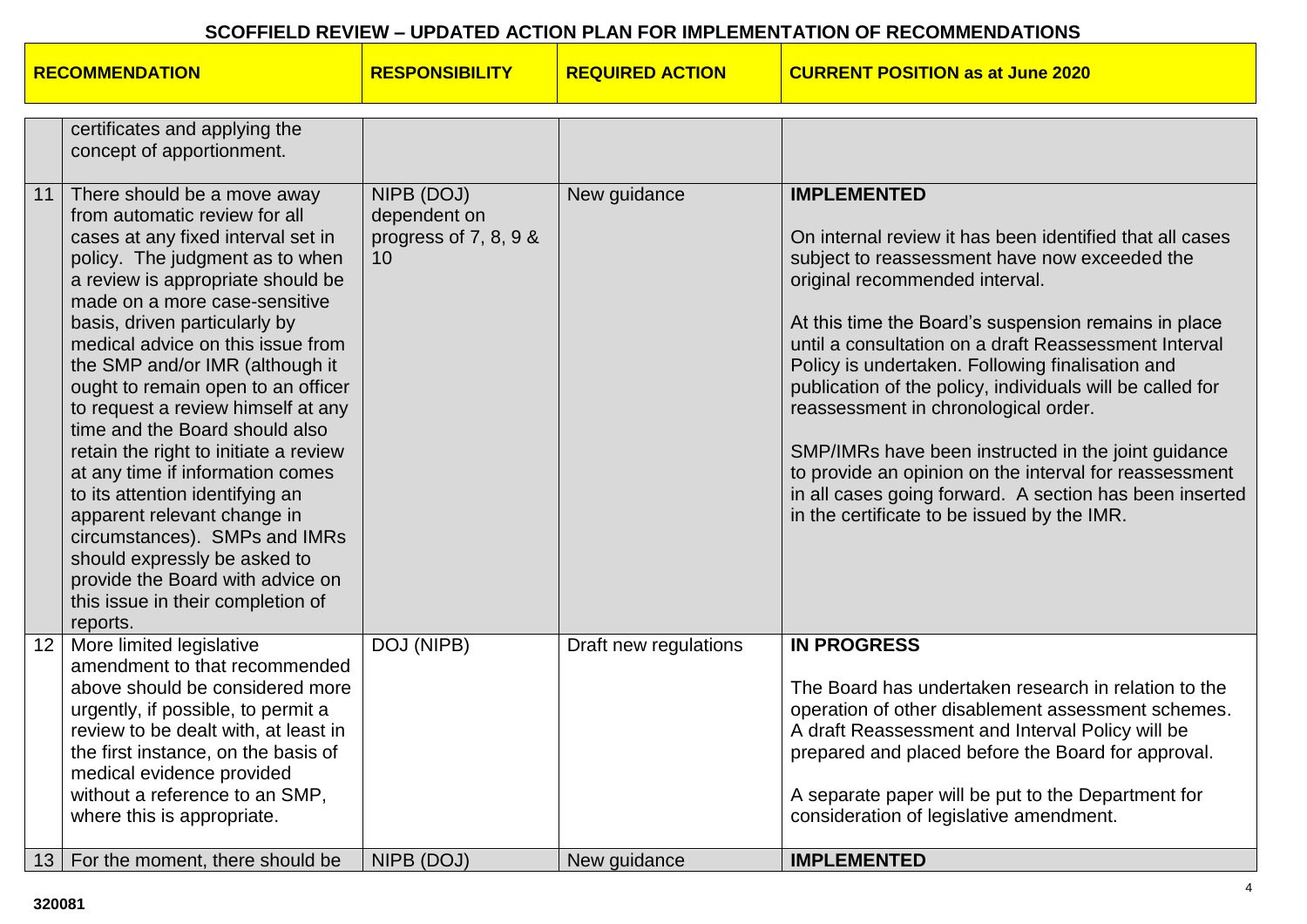# SCOFFIELD REVIEW – UPDATED ACTION PLAN FOR IMPLEMENTATION OF RECOMMENDATIONS

| | RECOMMENDATION | RESPONSIBILITY | REQUIRED ACTION | CURRENT POSITION as at June 2020 |
|---|---|---|---|---|
| | certificates and applying the concept of apportionment. | | | |
| 11 | There should be a move away from automatic review for all cases at any fixed interval set in policy. The judgment as to when a review is appropriate should be made on a more case-sensitive basis, driven particularly by medical advice on this issue from the SMP and/or IMR (although it ought to remain open to an officer to request a review himself at any time and the Board should also retain the right to initiate a review at any time if information comes to its attention identifying an apparent relevant change in circumstances). SMPs and IMRs should expressly be asked to provide the Board with advice on this issue in their completion of reports. | NIPB (DOJ) dependent on progress of 7, 8, 9 & 10 | New guidance | **IMPLEMENTED**<br><br>On internal review it has been identified that all cases subject to reassessment have now exceeded the original recommended interval.<br><br>At this time the Board's suspension remains in place until a consultation on a draft Reassessment Interval Policy is undertaken. Following finalisation and publication of the policy, individuals will be called for reassessment in chronological order.<br><br>SMP/IMRs have been instructed in the joint guidance to provide an opinion on the interval for reassessment in all cases going forward. A section has been inserted in the certificate to be issued by the IMR. |
| 12 | More limited legislative amendment to that recommended above should be considered more urgently, if possible, to permit a review to be dealt with, at least in the first instance, on the basis of medical evidence provided without a reference to an SMP, where this is appropriate. | DOJ (NIPB) | Draft new regulations | **IN PROGRESS**<br><br>The Board has undertaken research in relation to the operation of other disablement assessment schemes. A draft Reassessment and Interval Policy will be prepared and placed before the Board for approval.<br><br>A separate paper will be put to the Department for consideration of legislative amendment. |
| 13 | For the moment, there should be | NIPB (DOJ) | New guidance | **IMPLEMENTED** |

320081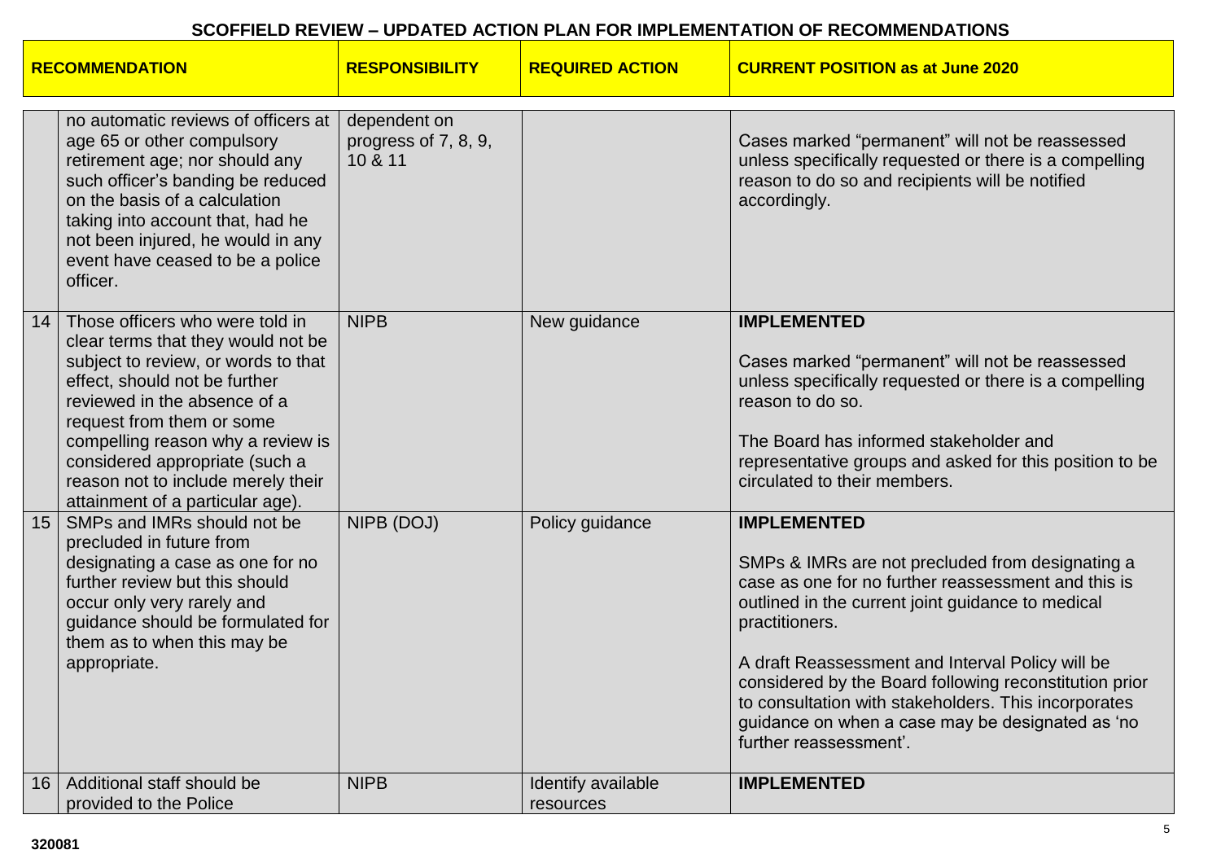# SCOFFIELD REVIEW – UPDATED ACTION PLAN FOR IMPLEMENTATION OF RECOMMENDATIONS

| | RECOMMENDATION | RESPONSIBILITY | REQUIRED ACTION | CURRENT POSITION as at June 2020 |
|---|---|---|---|---|
| | no automatic reviews of officers at age 65 or other compulsory retirement age; nor should any such officer's banding be reduced on the basis of a calculation taking into account that, had he not been injured, he would in any event have ceased to be a police officer. | dependent on progress of 7, 8, 9, 10 & 11 | | Cases marked "permanent" will not be reassessed unless specifically requested or there is a compelling reason to do so and recipients will be notified accordingly. |
| 14 | Those officers who were told in clear terms that they would not be subject to review, or words to that effect, should not be further reviewed in the absence of a request from them or some compelling reason why a review is considered appropriate (such a reason not to include merely their attainment of a particular age). | NIPB | New guidance | **IMPLEMENTED**<br><br>Cases marked "permanent" will not be reassessed unless specifically requested or there is a compelling reason to do so.<br><br>The Board has informed stakeholder and representative groups and asked for this position to be circulated to their members. |
| 15 | SMPs and IMRs should not be precluded in future from designating a case as one for no further review but this should occur only very rarely and guidance should be formulated for them as to when this may be appropriate. | NIPB (DOJ) | Policy guidance | **IMPLEMENTED**<br><br>SMPs & IMRs are not precluded from designating a case as one for no further reassessment and this is outlined in the current joint guidance to medical practitioners.<br><br>A draft Reassessment and Interval Policy will be considered by the Board following reconstitution prior to consultation with stakeholders. This incorporates guidance on when a case may be designated as 'no further reassessment'. |
| 16 | Additional staff should be provided to the Police | NIPB | Identify available resources | **IMPLEMENTED** |

320081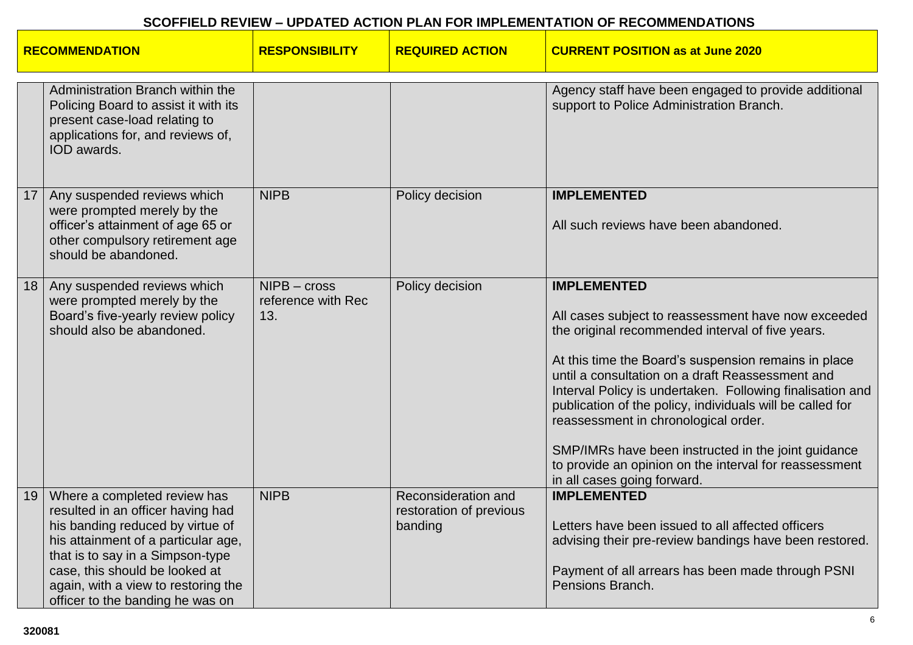## SCOFFIELD REVIEW – UPDATED ACTION PLAN FOR IMPLEMENTATION OF RECOMMENDATIONS

| | RECOMMENDATION | RESPONSIBILITY | REQUIRED ACTION | CURRENT POSITION as at June 2020 |
|---|---|---|---|---|
| | Administration Branch within the Policing Board to assist it with its present case-load relating to applications for, and reviews of, IOD awards. | | | Agency staff have been engaged to provide additional support to Police Administration Branch. |
| 17 | Any suspended reviews which were prompted merely by the officer's attainment of age 65 or other compulsory retirement age should be abandoned. | NIPB | Policy decision | **IMPLEMENTED**<br><br>All such reviews have been abandoned. |
| 18 | Any suspended reviews which were prompted merely by the Board's five-yearly review policy should also be abandoned. | NIPB – cross reference with Rec 13. | Policy decision | **IMPLEMENTED**<br><br>All cases subject to reassessment have now exceeded the original recommended interval of five years.<br><br>At this time the Board's suspension remains in place until a consultation on a draft Reassessment and Interval Policy is undertaken. Following finalisation and publication of the policy, individuals will be called for reassessment in chronological order.<br><br>SMP/IMRs have been instructed in the joint guidance to provide an opinion on the interval for reassessment in all cases going forward. |
| 19 | Where a completed review has resulted in an officer having had his banding reduced by virtue of his attainment of a particular age, that is to say in a Simpson-type case, this should be looked at again, with a view to restoring the officer to the banding he was on | NIPB | Reconsideration and restoration of previous banding | **IMPLEMENTED**<br><br>Letters have been issued to all affected officers advising their pre-review bandings have been restored.<br><br>Payment of all arrears has been made through PSNI Pensions Branch. |

320081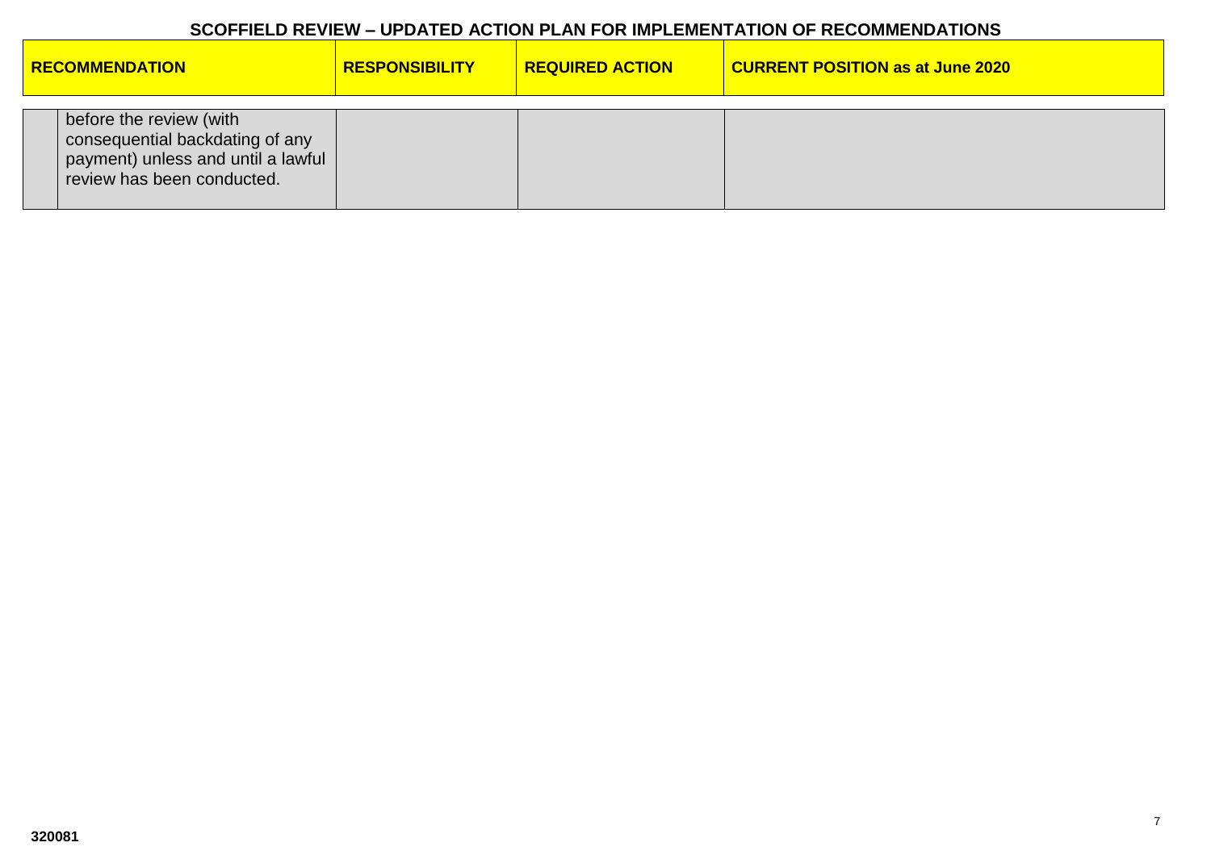## SCOFFIELD REVIEW – UPDATED ACTION PLAN FOR IMPLEMENTATION OF RECOMMENDATIONS

| | RECOMMENDATION | RESPONSIBILITY | REQUIRED ACTION | CURRENT POSITION as at June 2020 |
|---|---|---|---|---|
| | before the review (with consequential backdating of any payment) unless and until a lawful review has been conducted. | | | |

320081